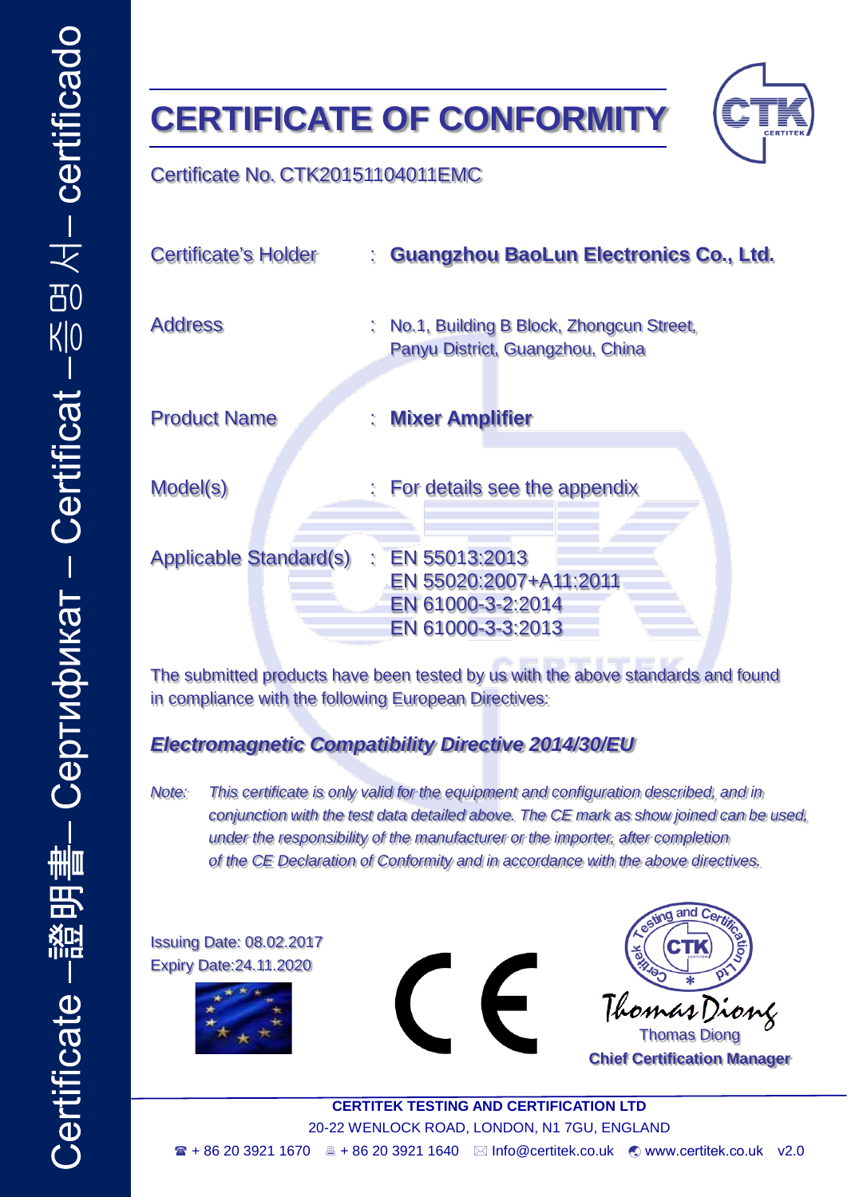Certificate – 證明書 – Сертификат – Certificat – 증명서 – certificado

# CERTIFICATE OF CONFORMITY

Certificate No. CTK20151104011EMC

| | | |
|---|---|---|
| Certificate's Holder | : | **Guangzhou BaoLun Electronics Co., Ltd.** |
| Address | : | No.1, Building B Block, Zhongcun Street, Panyu District, Guangzhou, China |
| Product Name | : | **Mixer Amplifier** |
| Model(s) | : | For details see the appendix |
| Applicable Standard(s) | : | EN 55013:2013<br>EN 55020:2007+A11:2011<br>EN 61000-3-2:2014<br>EN 61000-3-3:2013 |

The submitted products have been tested by us with the above standards and found in compliance with the following European Directives:

***Electromagnetic Compatibility Directive 2014/30/EU***

*Note: This certificate is only valid for the equipment and configuration described, and in conjunction with the test data detailed above. The CE mark as show joined can be used, under the responsibility of the manufacturer or the importer, after completion of the CE Declaration of Conformity and in accordance with the above directives.*

Issuing Date: 08.02.2017
Expiry Date:24.11.2020

CE

Testing and Certification Ltd / Certitek / CTK

Thomas Diong
Thomas Diong
**Chief Certification Manager**

**CERTITEK TESTING AND CERTIFICATION LTD**
20-22 WENLOCK ROAD, LONDON, N1 7GU, ENGLAND
☎ + 86 20 3921 1670 + 86 20 3921 1640 ✉ Info@certitek.co.uk www.certitek.co.uk v2.0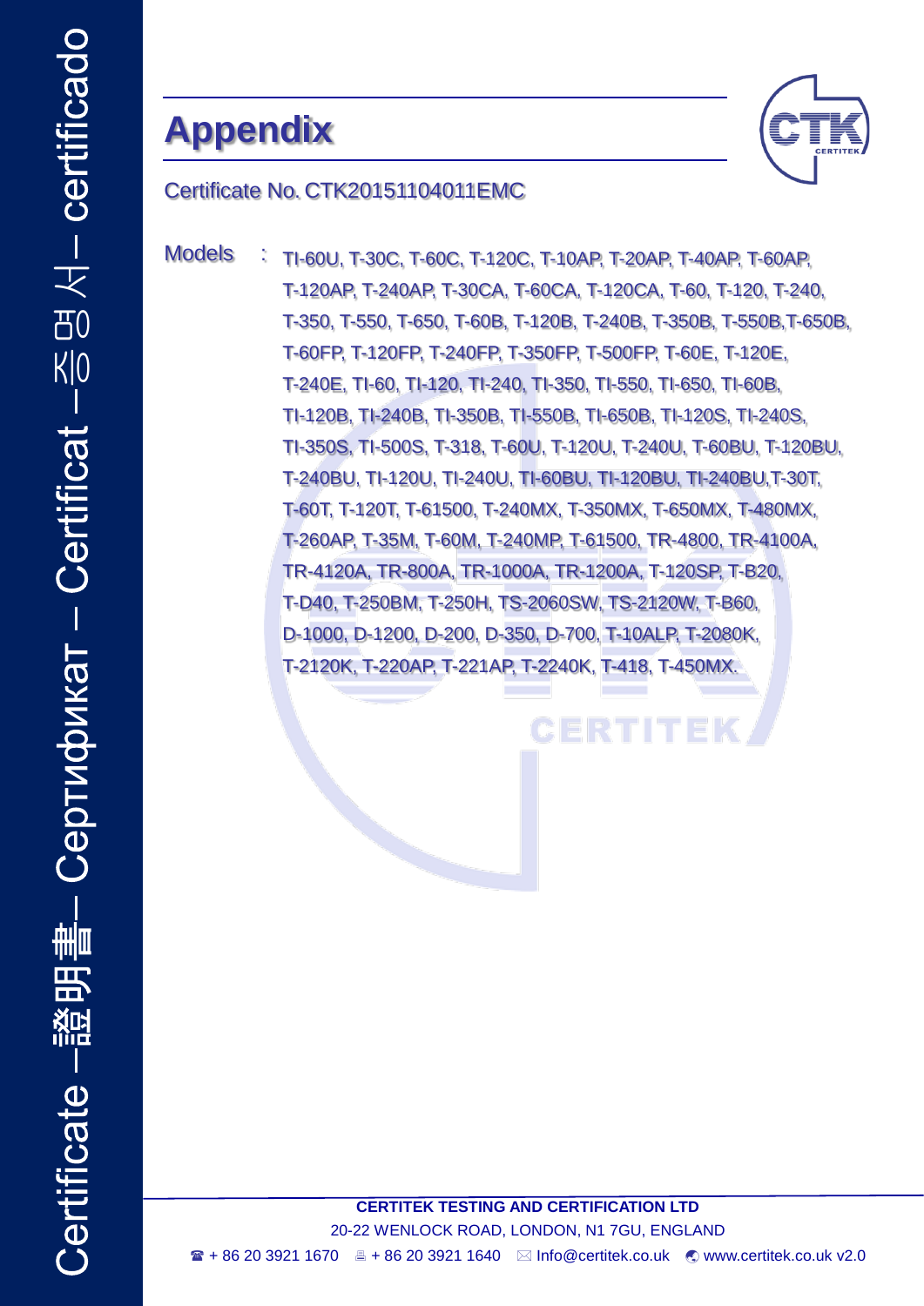# Appendix

Certificate No. CTK20151104011EMC

Models : TI-60U, T-30C, T-60C, T-120C, T-10AP, T-20AP, T-40AP, T-60AP, T-120AP, T-240AP, T-30CA, T-60CA, T-120CA, T-60, T-120, T-240, T-350, T-550, T-650, T-60B, T-120B, T-240B, T-350B, T-550B,T-650B, T-60FP, T-120FP, T-240FP, T-350FP, T-500FP, T-60E, T-120E, T-240E, TI-60, TI-120, TI-240, TI-350, TI-550, TI-650, TI-60B, TI-120B, TI-240B, TI-350B, TI-550B, TI-650B, TI-120S, TI-240S, TI-350S, TI-500S, T-318, T-60U, T-120U, T-240U, T-60BU, T-120BU, T-240BU, TI-120U, TI-240U, TI-60BU, TI-120BU, TI-240BU,T-30T, T-60T, T-120T, T-61500, T-240MX, T-350MX, T-650MX, T-480MX, T-260AP, T-35M, T-60M, T-240MP, T-61500, TR-4800, TR-4100A, TR-4120A, TR-800A, TR-1000A, TR-1200A, T-120SP, T-B20, T-D40, T-250BM, T-250H, TS-2060SW, TS-2120W, T-B60, D-1000, D-1200, D-200, D-350, D-700, T-10ALP, T-2080K, T-2120K, T-220AP, T-221AP, T-2240K, T-418, T-450MX.

**CERTITEK TESTING AND CERTIFICATION LTD**

20-22 WENLOCK ROAD, LONDON, N1 7GU, ENGLAND

☎ + 86 20 3921 1670 🖷 + 86 20 3921 1640 ✉ Info@certitek.co.uk www.certitek.co.uk v2.0